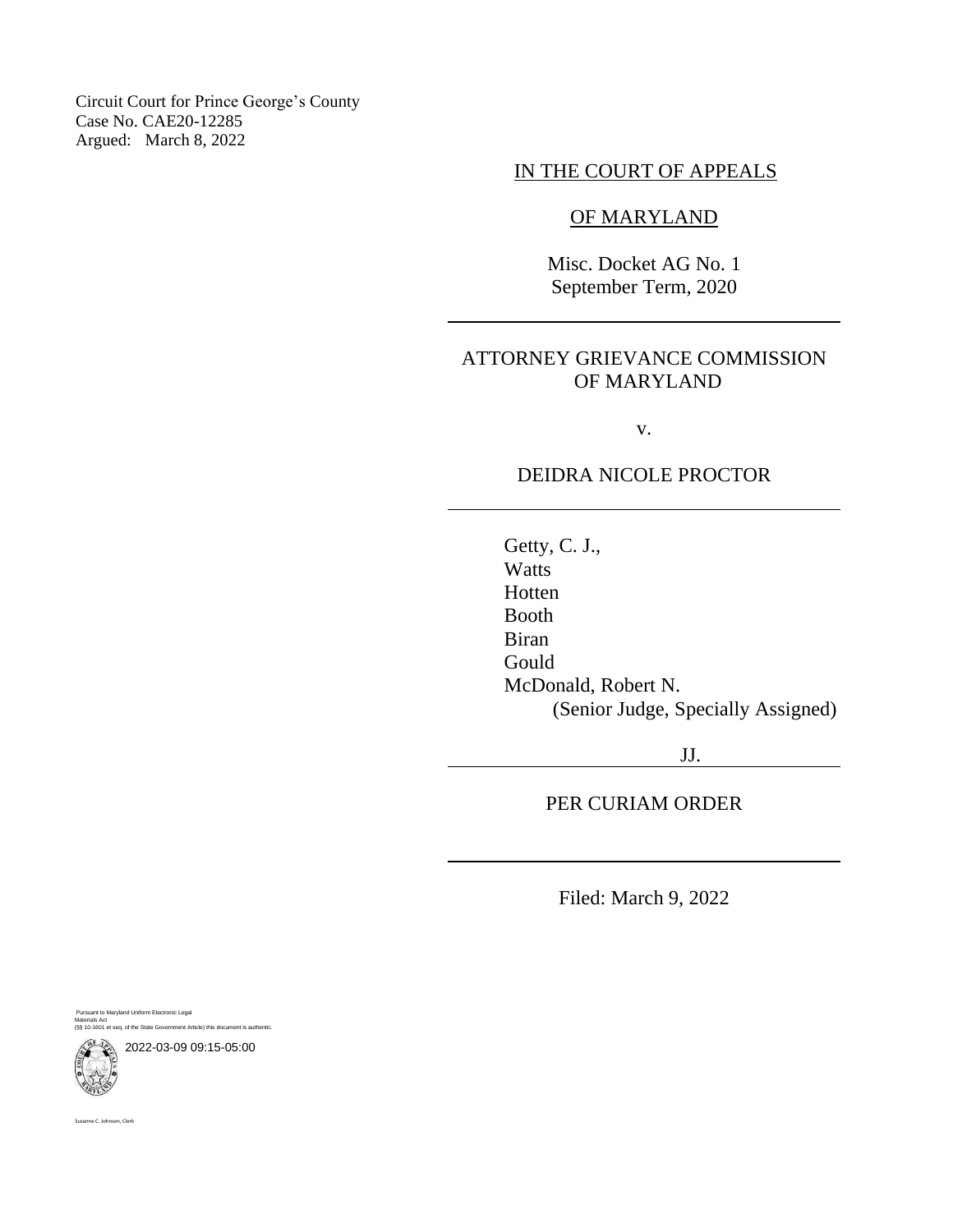Circuit Court for Prince George's County
Case No. CAE20-12285
Argued: March 8, 2022

IN THE COURT OF APPEALS

OF MARYLAND

Misc. Docket AG No. 1
September Term, 2020

---

ATTORNEY GRIEVANCE COMMISSION OF MARYLAND

v.

DEIDRA NICOLE PROCTOR

---

Getty, C. J.,
Watts
Hotten
Booth
Biran
Gould
McDonald, Robert N.
(Senior Judge, Specially Assigned)

JJ.

---

PER CURIAM ORDER

---

Filed: March 9, 2022

Pursuant to Maryland Uniform Electronic Legal Materials Act
(§§ 10-1601 et seq. of the State Government Article) this document is authentic.

2022-03-09 09:15-05:00

Suzanne C. Johnson, Clerk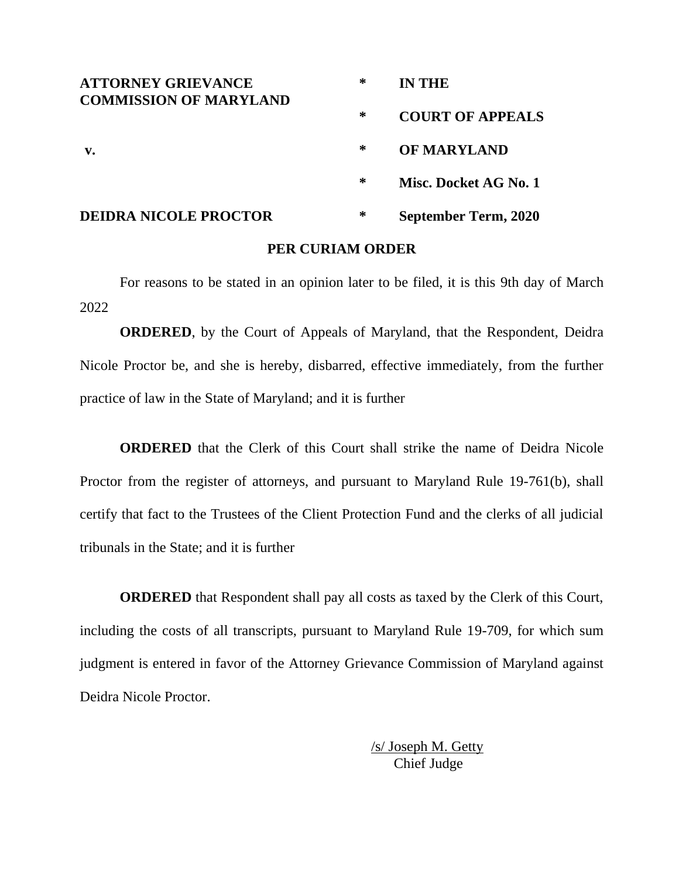| | | |
|---|---|---|
| **ATTORNEY GRIEVANCE COMMISSION OF MARYLAND** | * | **IN THE** |
| | * | **COURT OF APPEALS** |
| **v.** | * | **OF MARYLAND** |
| | * | **Misc. Docket AG No. 1** |
| **DEIDRA NICOLE PROCTOR** | * | **September Term, 2020** |

**PER CURIAM ORDER**

For reasons to be stated in an opinion later to be filed, it is this 9th day of March 2022

**ORDERED**, by the Court of Appeals of Maryland, that the Respondent, Deidra Nicole Proctor be, and she is hereby, disbarred, effective immediately, from the further practice of law in the State of Maryland; and it is further

**ORDERED** that the Clerk of this Court shall strike the name of Deidra Nicole Proctor from the register of attorneys, and pursuant to Maryland Rule 19-761(b), shall certify that fact to the Trustees of the Client Protection Fund and the clerks of all judicial tribunals in the State; and it is further

**ORDERED** that Respondent shall pay all costs as taxed by the Clerk of this Court, including the costs of all transcripts, pursuant to Maryland Rule 19-709, for which sum judgment is entered in favor of the Attorney Grievance Commission of Maryland against Deidra Nicole Proctor.

/s/ Joseph M. Getty
Chief Judge